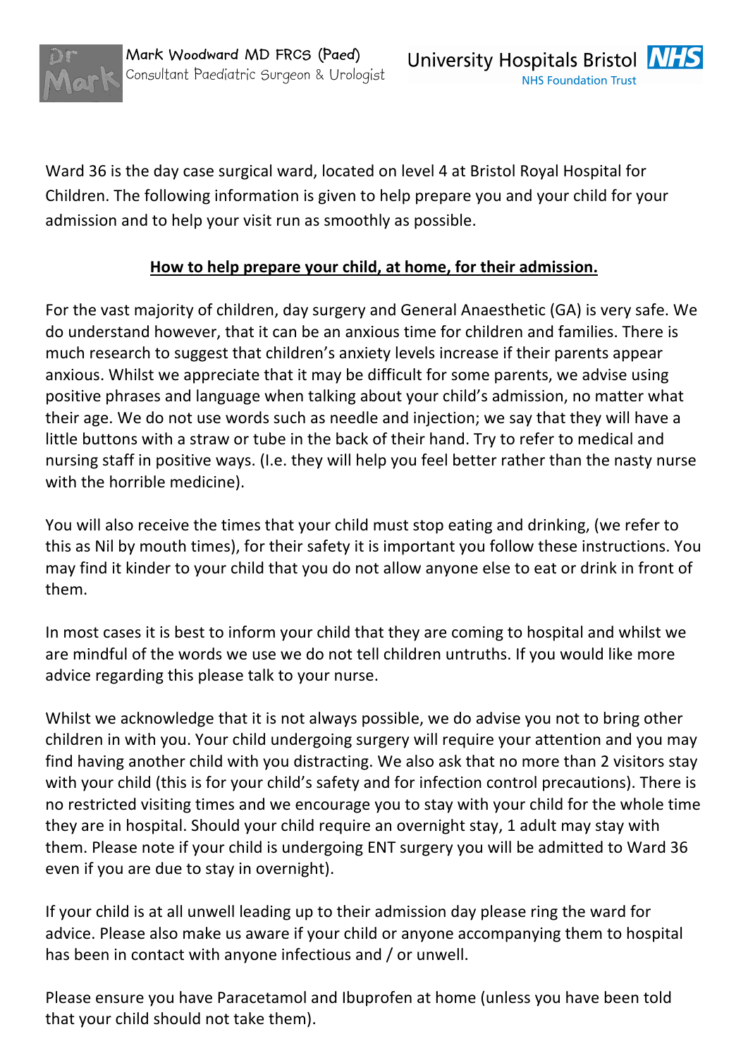Mark Woodward MD FRCS (Paed)
Consultant Paediatric Surgeon & Urologist

University Hospitals Bristol NHS
NHS Foundation Trust

Ward 36 is the day case surgical ward, located on level 4 at Bristol Royal Hospital for Children. The following information is given to help prepare you and your child for your admission and to help your visit run as smoothly as possible.

## How to help prepare your child, at home, for their admission.

For the vast majority of children, day surgery and General Anaesthetic (GA) is very safe. We do understand however, that it can be an anxious time for children and families. There is much research to suggest that children's anxiety levels increase if their parents appear anxious. Whilst we appreciate that it may be difficult for some parents, we advise using positive phrases and language when talking about your child's admission, no matter what their age. We do not use words such as needle and injection; we say that they will have a little buttons with a straw or tube in the back of their hand. Try to refer to medical and nursing staff in positive ways. (I.e. they will help you feel better rather than the nasty nurse with the horrible medicine).

You will also receive the times that your child must stop eating and drinking, (we refer to this as Nil by mouth times), for their safety it is important you follow these instructions. You may find it kinder to your child that you do not allow anyone else to eat or drink in front of them.

In most cases it is best to inform your child that they are coming to hospital and whilst we are mindful of the words we use we do not tell children untruths. If you would like more advice regarding this please talk to your nurse.

Whilst we acknowledge that it is not always possible, we do advise you not to bring other children in with you. Your child undergoing surgery will require your attention and you may find having another child with you distracting. We also ask that no more than 2 visitors stay with your child (this is for your child's safety and for infection control precautions). There is no restricted visiting times and we encourage you to stay with your child for the whole time they are in hospital. Should your child require an overnight stay, 1 adult may stay with them. Please note if your child is undergoing ENT surgery you will be admitted to Ward 36 even if you are due to stay in overnight).

If your child is at all unwell leading up to their admission day please ring the ward for advice. Please also make us aware if your child or anyone accompanying them to hospital has been in contact with anyone infectious and / or unwell.

Please ensure you have Paracetamol and Ibuprofen at home (unless you have been told that your child should not take them).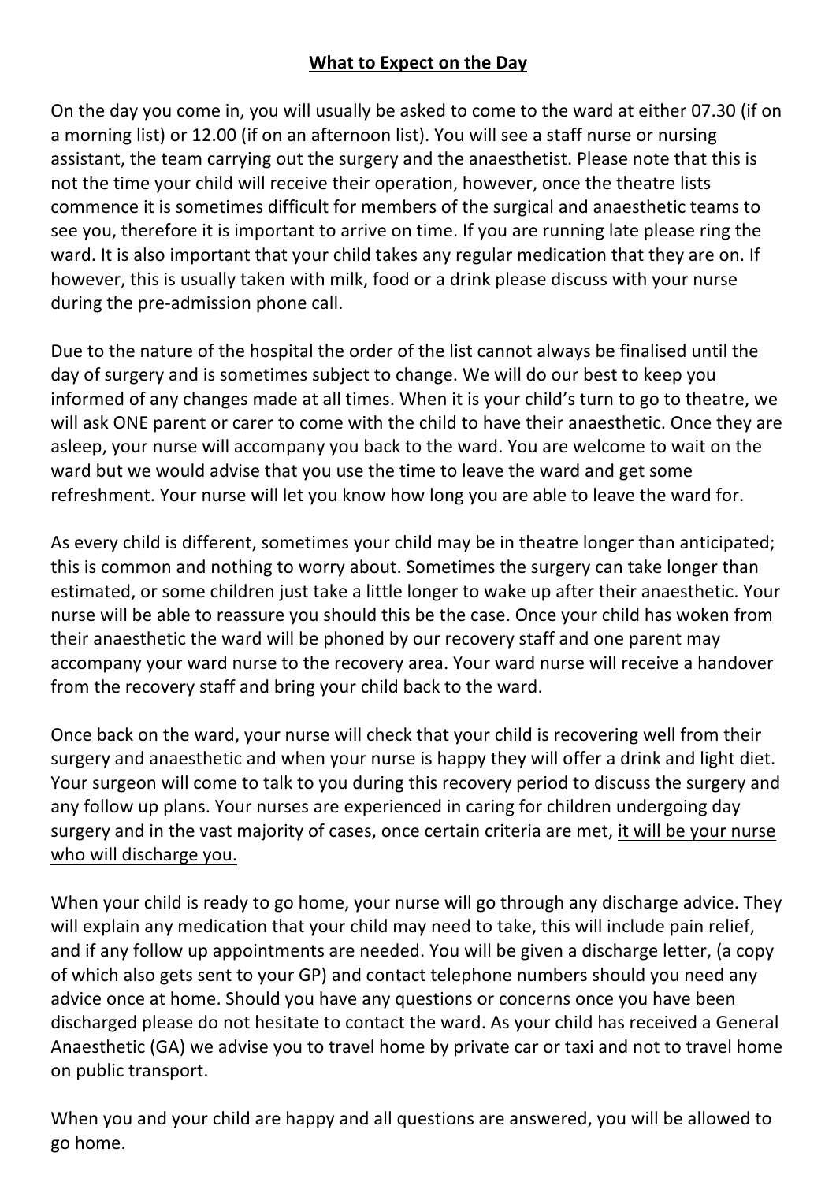## **What to Expect on the Day**

On the day you come in, you will usually be asked to come to the ward at either 07.30 (if on a morning list) or 12.00 (if on an afternoon list). You will see a staff nurse or nursing assistant, the team carrying out the surgery and the anaesthetist. Please note that this is not the time your child will receive their operation, however, once the theatre lists commence it is sometimes difficult for members of the surgical and anaesthetic teams to see you, therefore it is important to arrive on time. If you are running late please ring the ward. It is also important that your child takes any regular medication that they are on. If however, this is usually taken with milk, food or a drink please discuss with your nurse during the pre-admission phone call.

Due to the nature of the hospital the order of the list cannot always be finalised until the day of surgery and is sometimes subject to change. We will do our best to keep you informed of any changes made at all times. When it is your child's turn to go to theatre, we will ask ONE parent or carer to come with the child to have their anaesthetic. Once they are asleep, your nurse will accompany you back to the ward. You are welcome to wait on the ward but we would advise that you use the time to leave the ward and get some refreshment. Your nurse will let you know how long you are able to leave the ward for.

As every child is different, sometimes your child may be in theatre longer than anticipated; this is common and nothing to worry about. Sometimes the surgery can take longer than estimated, or some children just take a little longer to wake up after their anaesthetic. Your nurse will be able to reassure you should this be the case. Once your child has woken from their anaesthetic the ward will be phoned by our recovery staff and one parent may accompany your ward nurse to the recovery area. Your ward nurse will receive a handover from the recovery staff and bring your child back to the ward.

Once back on the ward, your nurse will check that your child is recovering well from their surgery and anaesthetic and when your nurse is happy they will offer a drink and light diet. Your surgeon will come to talk to you during this recovery period to discuss the surgery and any follow up plans. Your nurses are experienced in caring for children undergoing day surgery and in the vast majority of cases, once certain criteria are met, <u>it will be your nurse who will discharge you.</u>

When your child is ready to go home, your nurse will go through any discharge advice. They will explain any medication that your child may need to take, this will include pain relief, and if any follow up appointments are needed. You will be given a discharge letter, (a copy of which also gets sent to your GP) and contact telephone numbers should you need any advice once at home. Should you have any questions or concerns once you have been discharged please do not hesitate to contact the ward. As your child has received a General Anaesthetic (GA) we advise you to travel home by private car or taxi and not to travel home on public transport.

When you and your child are happy and all questions are answered, you will be allowed to go home.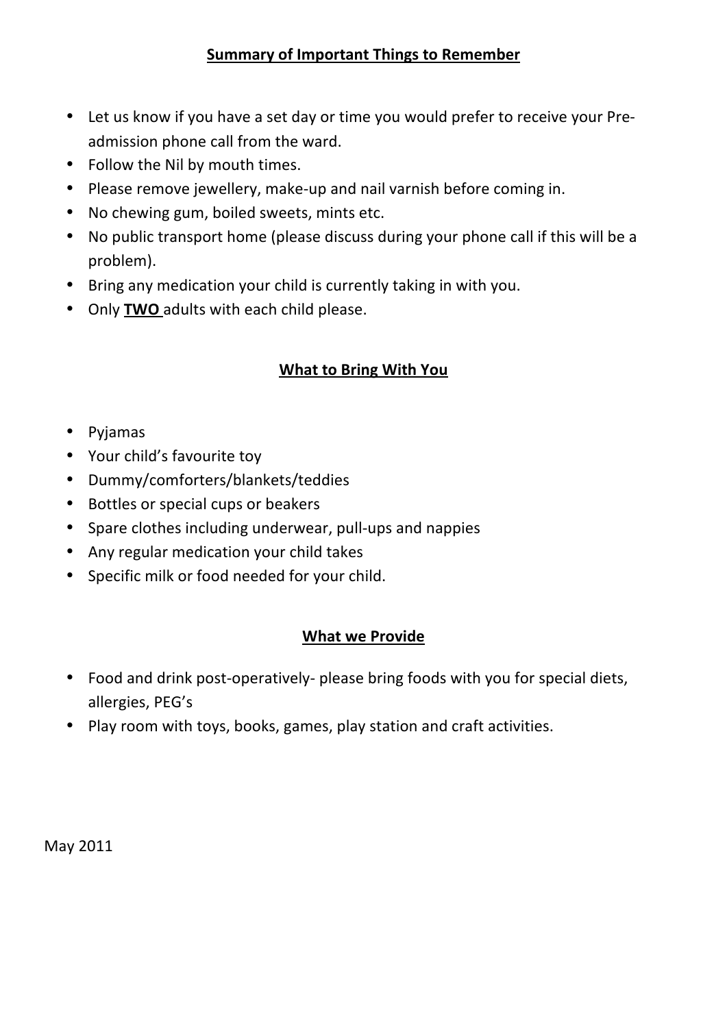## **Summary of Important Things to Remember**

- Let us know if you have a set day or time you would prefer to receive your Pre-admission phone call from the ward.
- Follow the Nil by mouth times.
- Please remove jewellery, make-up and nail varnish before coming in.
- No chewing gum, boiled sweets, mints etc.
- No public transport home (please discuss during your phone call if this will be a problem).
- Bring any medication your child is currently taking in with you.
- Only **TWO** adults with each child please.

## **What to Bring With You**

- Pyjamas
- Your child's favourite toy
- Dummy/comforters/blankets/teddies
- Bottles or special cups or beakers
- Spare clothes including underwear, pull-ups and nappies
- Any regular medication your child takes
- Specific milk or food needed for your child.

## **What we Provide**

- Food and drink post-operatively- please bring foods with you for special diets, allergies, PEG's
- Play room with toys, books, games, play station and craft activities.

May 2011